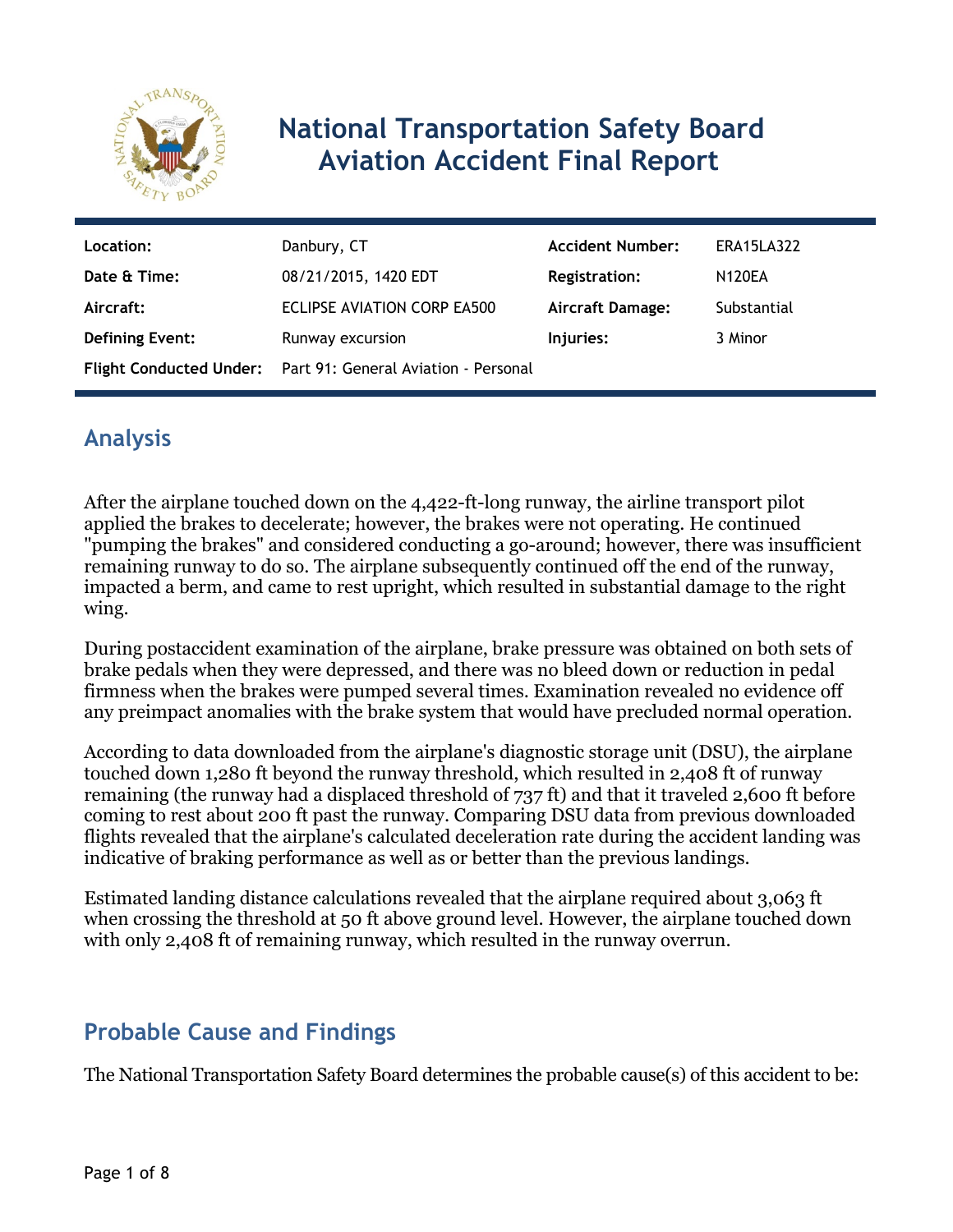# National Transportation Safety Board Aviation Accident Final Report

| | | | |
|---|---|---|---|
| **Location:** | Danbury, CT | **Accident Number:** | ERA15LA322 |
| **Date & Time:** | 08/21/2015, 1420 EDT | **Registration:** | N120EA |
| **Aircraft:** | ECLIPSE AVIATION CORP EA500 | **Aircraft Damage:** | Substantial |
| **Defining Event:** | Runway excursion | **Injuries:** | 3 Minor |
| **Flight Conducted Under:** | Part 91: General Aviation - Personal | | |

## Analysis

After the airplane touched down on the 4,422-ft-long runway, the airline transport pilot applied the brakes to decelerate; however, the brakes were not operating. He continued "pumping the brakes" and considered conducting a go-around; however, there was insufficient remaining runway to do so. The airplane subsequently continued off the end of the runway, impacted a berm, and came to rest upright, which resulted in substantial damage to the right wing.

During postaccident examination of the airplane, brake pressure was obtained on both sets of brake pedals when they were depressed, and there was no bleed down or reduction in pedal firmness when the brakes were pumped several times. Examination revealed no evidence off any preimpact anomalies with the brake system that would have precluded normal operation.

According to data downloaded from the airplane's diagnostic storage unit (DSU), the airplane touched down 1,280 ft beyond the runway threshold, which resulted in 2,408 ft of runway remaining (the runway had a displaced threshold of 737 ft) and that it traveled 2,600 ft before coming to rest about 200 ft past the runway. Comparing DSU data from previous downloaded flights revealed that the airplane's calculated deceleration rate during the accident landing was indicative of braking performance as well as or better than the previous landings.

Estimated landing distance calculations revealed that the airplane required about 3,063 ft when crossing the threshold at 50 ft above ground level. However, the airplane touched down with only 2,408 ft of remaining runway, which resulted in the runway overrun.

## Probable Cause and Findings

The National Transportation Safety Board determines the probable cause(s) of this accident to be: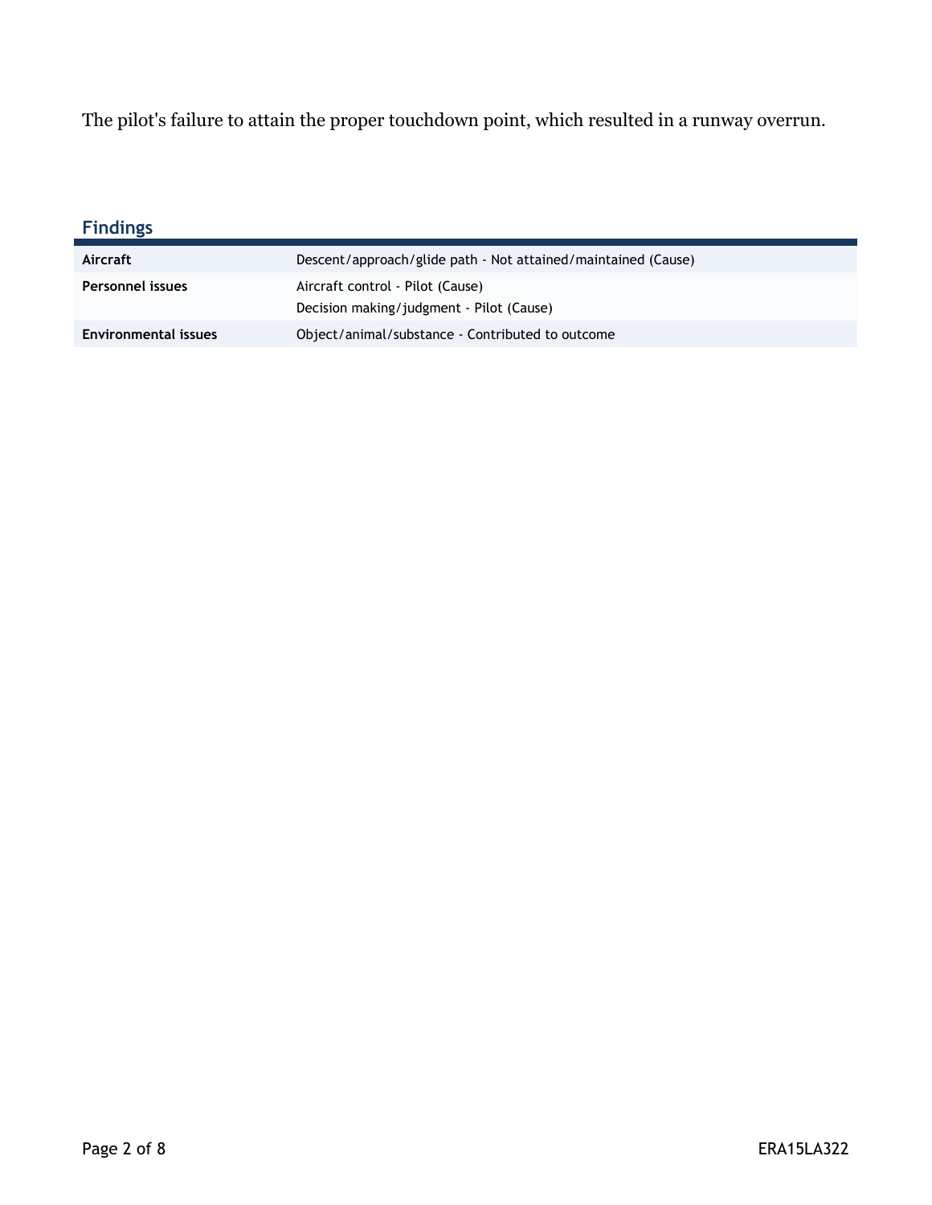The pilot's failure to attain the proper touchdown point, which resulted in a runway overrun.

## Findings

| | |
|---|---|
| **Aircraft** | Descent/approach/glide path - Not attained/maintained (Cause) |
| **Personnel issues** | Aircraft control - Pilot (Cause)<br>Decision making/judgment - Pilot (Cause) |
| **Environmental issues** | Object/animal/substance - Contributed to outcome |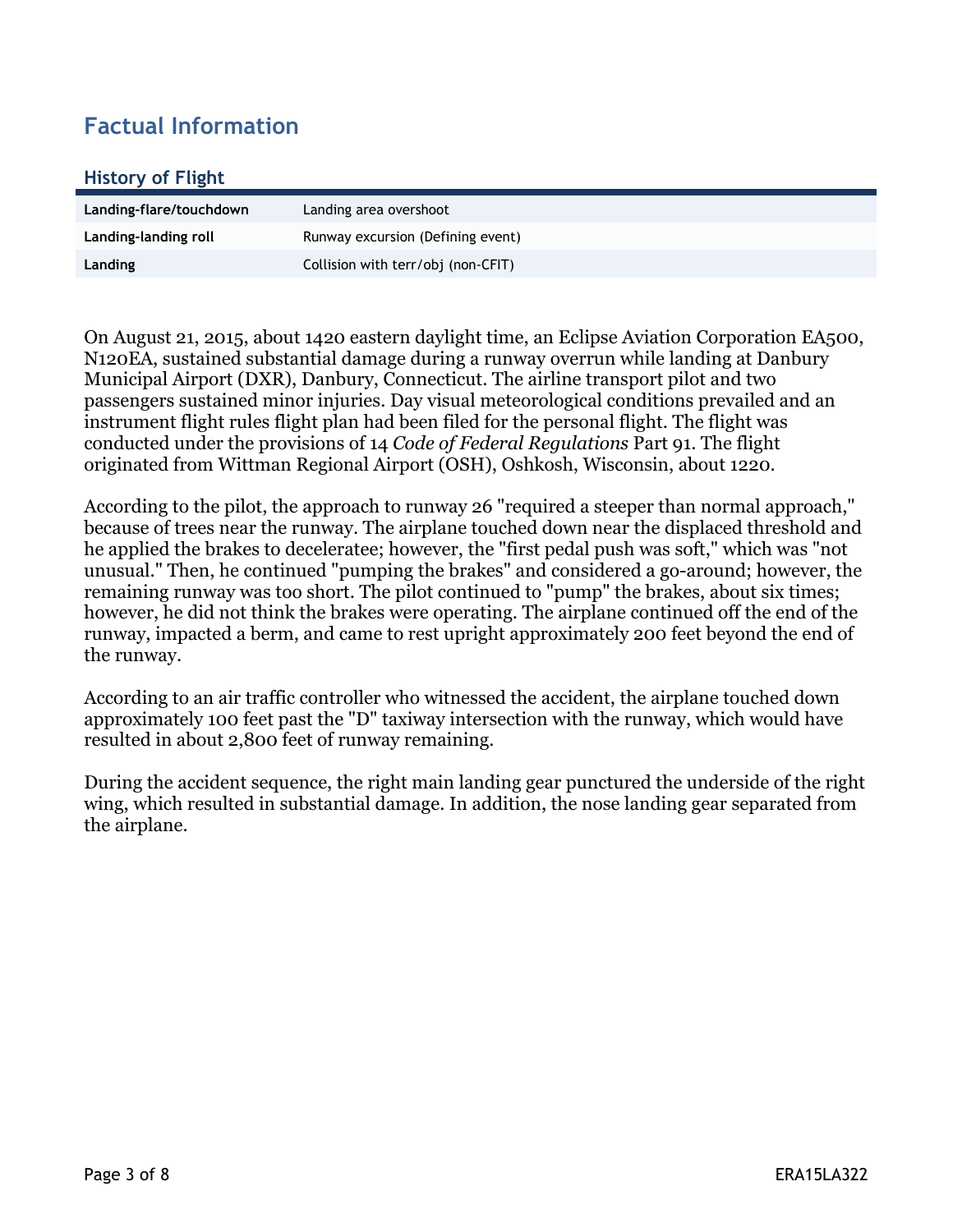# Factual Information

## History of Flight

| | |
|---|---|
| **Landing-flare/touchdown** | Landing area overshoot |
| **Landing-landing roll** | Runway excursion (Defining event) |
| **Landing** | Collision with terr/obj (non-CFIT) |

On August 21, 2015, about 1420 eastern daylight time, an Eclipse Aviation Corporation EA500, N120EA, sustained substantial damage during a runway overrun while landing at Danbury Municipal Airport (DXR), Danbury, Connecticut. The airline transport pilot and two passengers sustained minor injuries. Day visual meteorological conditions prevailed and an instrument flight rules flight plan had been filed for the personal flight. The flight was conducted under the provisions of 14 *Code of Federal Regulations* Part 91. The flight originated from Wittman Regional Airport (OSH), Oshkosh, Wisconsin, about 1220.

According to the pilot, the approach to runway 26 "required a steeper than normal approach," because of trees near the runway. The airplane touched down near the displaced threshold and he applied the brakes to deceleratee; however, the "first pedal push was soft," which was "not unusual." Then, he continued "pumping the brakes" and considered a go-around; however, the remaining runway was too short. The pilot continued to "pump" the brakes, about six times; however, he did not think the brakes were operating. The airplane continued off the end of the runway, impacted a berm, and came to rest upright approximately 200 feet beyond the end of the runway.

According to an air traffic controller who witnessed the accident, the airplane touched down approximately 100 feet past the "D" taxiway intersection with the runway, which would have resulted in about 2,800 feet of runway remaining.

During the accident sequence, the right main landing gear punctured the underside of the right wing, which resulted in substantial damage. In addition, the nose landing gear separated from the airplane.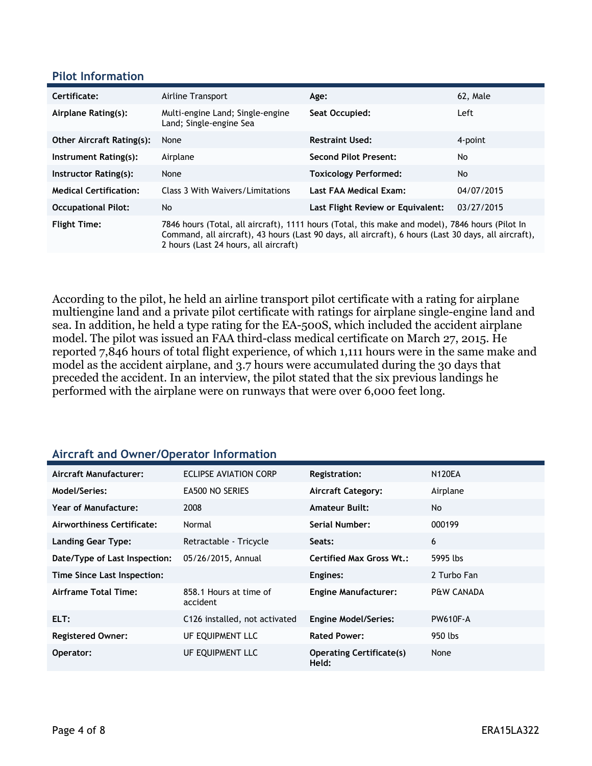## Pilot Information

| | | | |
|---|---|---|---|
| **Certificate:** | Airline Transport | **Age:** | 62, Male |
| **Airplane Rating(s):** | Multi-engine Land; Single-engine Land; Single-engine Sea | **Seat Occupied:** | Left |
| **Other Aircraft Rating(s):** | None | **Restraint Used:** | 4-point |
| **Instrument Rating(s):** | Airplane | **Second Pilot Present:** | No |
| **Instructor Rating(s):** | None | **Toxicology Performed:** | No |
| **Medical Certification:** | Class 3 With Waivers/Limitations | **Last FAA Medical Exam:** | 04/07/2015 |
| **Occupational Pilot:** | No | **Last Flight Review or Equivalent:** | 03/27/2015 |
| **Flight Time:** | 7846 hours (Total, all aircraft), 1111 hours (Total, this make and model), 7846 hours (Pilot In Command, all aircraft), 43 hours (Last 90 days, all aircraft), 6 hours (Last 30 days, all aircraft), 2 hours (Last 24 hours, all aircraft) | | |

According to the pilot, he held an airline transport pilot certificate with a rating for airplane multiengine land and a private pilot certificate with ratings for airplane single-engine land and sea. In addition, he held a type rating for the EA-500S, which included the accident airplane model. The pilot was issued an FAA third-class medical certificate on March 27, 2015. He reported 7,846 hours of total flight experience, of which 1,111 hours were in the same make and model as the accident airplane, and 3.7 hours were accumulated during the 30 days that preceded the accident. In an interview, the pilot stated that the six previous landings he performed with the airplane were on runways that were over 6,000 feet long.

## Aircraft and Owner/Operator Information

| | | | |
|---|---|---|---|
| **Aircraft Manufacturer:** | ECLIPSE AVIATION CORP | **Registration:** | N120EA |
| **Model/Series:** | EA500 NO SERIES | **Aircraft Category:** | Airplane |
| **Year of Manufacture:** | 2008 | **Amateur Built:** | No |
| **Airworthiness Certificate:** | Normal | **Serial Number:** | 000199 |
| **Landing Gear Type:** | Retractable - Tricycle | **Seats:** | 6 |
| **Date/Type of Last Inspection:** | 05/26/2015, Annual | **Certified Max Gross Wt.:** | 5995 lbs |
| **Time Since Last Inspection:** | | **Engines:** | 2 Turbo Fan |
| **Airframe Total Time:** | 858.1 Hours at time of accident | **Engine Manufacturer:** | P&W CANADA |
| **ELT:** | C126 installed, not activated | **Engine Model/Series:** | PW610F-A |
| **Registered Owner:** | UF EQUIPMENT LLC | **Rated Power:** | 950 lbs |
| **Operator:** | UF EQUIPMENT LLC | **Operating Certificate(s) Held:** | None |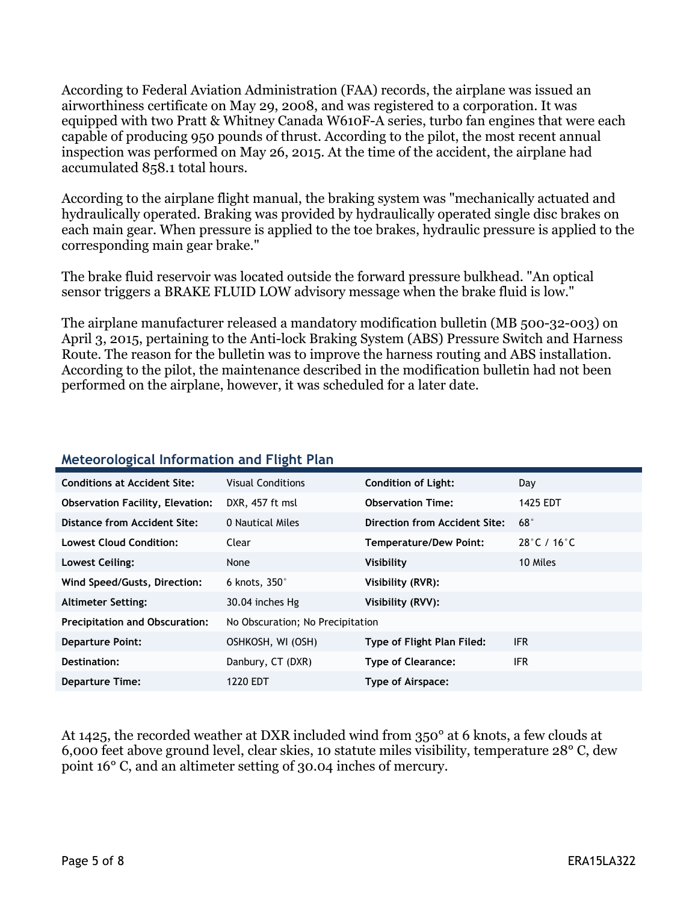According to Federal Aviation Administration (FAA) records, the airplane was issued an airworthiness certificate on May 29, 2008, and was registered to a corporation. It was equipped with two Pratt & Whitney Canada W610F-A series, turbo fan engines that were each capable of producing 950 pounds of thrust. According to the pilot, the most recent annual inspection was performed on May 26, 2015. At the time of the accident, the airplane had accumulated 858.1 total hours.

According to the airplane flight manual, the braking system was "mechanically actuated and hydraulically operated. Braking was provided by hydraulically operated single disc brakes on each main gear. When pressure is applied to the toe brakes, hydraulic pressure is applied to the corresponding main gear brake."

The brake fluid reservoir was located outside the forward pressure bulkhead. "An optical sensor triggers a BRAKE FLUID LOW advisory message when the brake fluid is low."

The airplane manufacturer released a mandatory modification bulletin (MB 500-32-003) on April 3, 2015, pertaining to the Anti-lock Braking System (ABS) Pressure Switch and Harness Route. The reason for the bulletin was to improve the harness routing and ABS installation. According to the pilot, the maintenance described in the modification bulletin had not been performed on the airplane, however, it was scheduled for a later date.

## Meteorological Information and Flight Plan

| | | | |
|---|---|---|---|
| **Conditions at Accident Site:** | Visual Conditions | **Condition of Light:** | Day |
| **Observation Facility, Elevation:** | DXR, 457 ft msl | **Observation Time:** | 1425 EDT |
| **Distance from Accident Site:** | 0 Nautical Miles | **Direction from Accident Site:** | 68° |
| **Lowest Cloud Condition:** | Clear | **Temperature/Dew Point:** | 28°C / 16°C |
| **Lowest Ceiling:** | None | **Visibility** | 10 Miles |
| **Wind Speed/Gusts, Direction:** | 6 knots, 350° | **Visibility (RVR):** | |
| **Altimeter Setting:** | 30.04 inches Hg | **Visibility (RVV):** | |
| **Precipitation and Obscuration:** | No Obscuration; No Precipitation | | |
| **Departure Point:** | OSHKOSH, WI (OSH) | **Type of Flight Plan Filed:** | IFR |
| **Destination:** | Danbury, CT (DXR) | **Type of Clearance:** | IFR |
| **Departure Time:** | 1220 EDT | **Type of Airspace:** | |

At 1425, the recorded weather at DXR included wind from 350° at 6 knots, a few clouds at 6,000 feet above ground level, clear skies, 10 statute miles visibility, temperature 28° C, dew point 16° C, and an altimeter setting of 30.04 inches of mercury.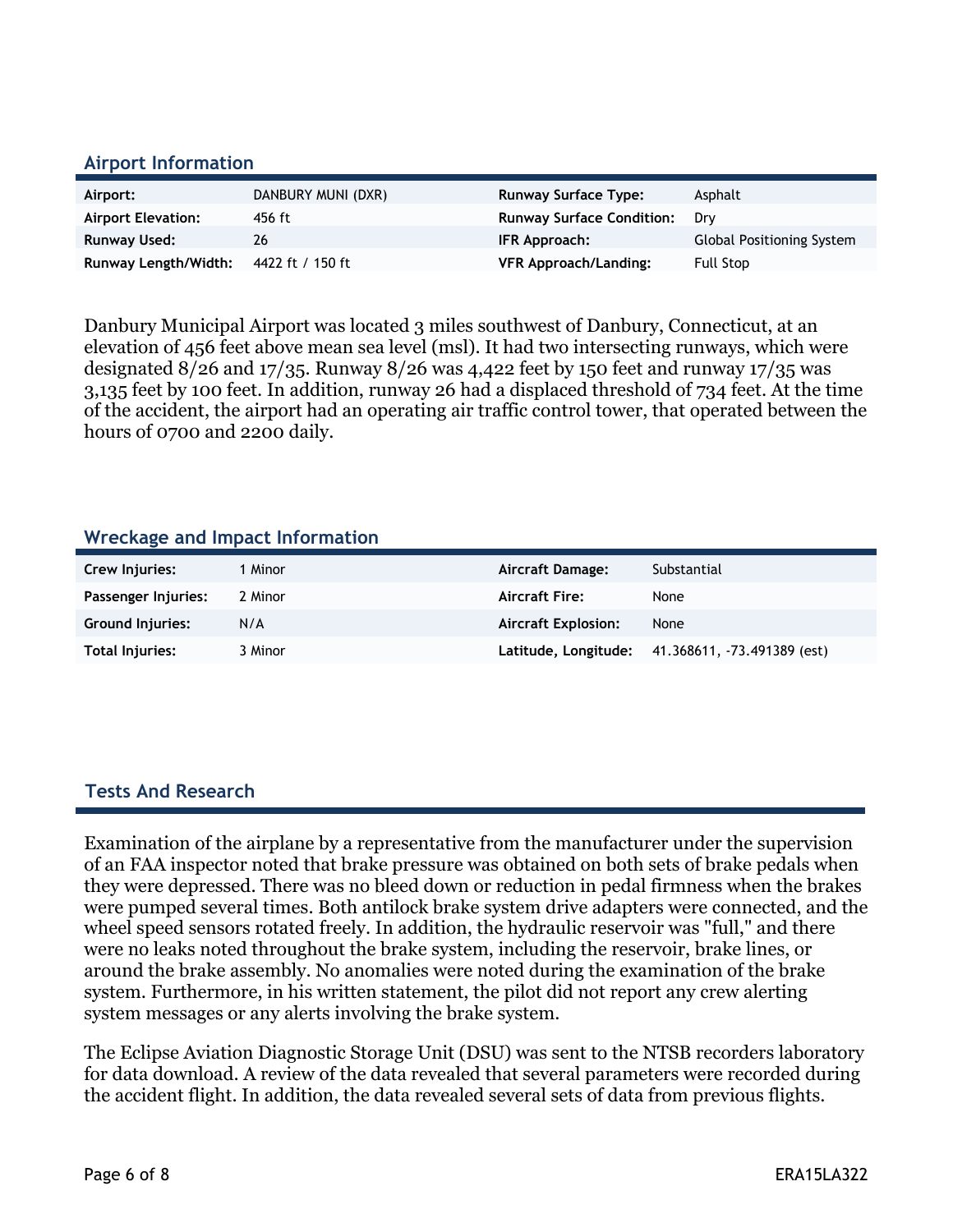## Airport Information

| | | | |
|---|---|---|---|
| **Airport:** | DANBURY MUNI (DXR) | **Runway Surface Type:** | Asphalt |
| **Airport Elevation:** | 456 ft | **Runway Surface Condition:** | Dry |
| **Runway Used:** | 26 | **IFR Approach:** | Global Positioning System |
| **Runway Length/Width:** | 4422 ft / 150 ft | **VFR Approach/Landing:** | Full Stop |

Danbury Municipal Airport was located 3 miles southwest of Danbury, Connecticut, at an elevation of 456 feet above mean sea level (msl). It had two intersecting runways, which were designated 8/26 and 17/35. Runway 8/26 was 4,422 feet by 150 feet and runway 17/35 was 3,135 feet by 100 feet. In addition, runway 26 had a displaced threshold of 734 feet. At the time of the accident, the airport had an operating air traffic control tower, that operated between the hours of 0700 and 2200 daily.

## Wreckage and Impact Information

| | | | |
|---|---|---|---|
| **Crew Injuries:** | 1 Minor | **Aircraft Damage:** | Substantial |
| **Passenger Injuries:** | 2 Minor | **Aircraft Fire:** | None |
| **Ground Injuries:** | N/A | **Aircraft Explosion:** | None |
| **Total Injuries:** | 3 Minor | **Latitude, Longitude:** | 41.368611, -73.491389 (est) |

## Tests And Research

Examination of the airplane by a representative from the manufacturer under the supervision of an FAA inspector noted that brake pressure was obtained on both sets of brake pedals when they were depressed. There was no bleed down or reduction in pedal firmness when the brakes were pumped several times. Both antilock brake system drive adapters were connected, and the wheel speed sensors rotated freely. In addition, the hydraulic reservoir was "full," and there were no leaks noted throughout the brake system, including the reservoir, brake lines, or around the brake assembly. No anomalies were noted during the examination of the brake system. Furthermore, in his written statement, the pilot did not report any crew alerting system messages or any alerts involving the brake system.

The Eclipse Aviation Diagnostic Storage Unit (DSU) was sent to the NTSB recorders laboratory for data download. A review of the data revealed that several parameters were recorded during the accident flight. In addition, the data revealed several sets of data from previous flights.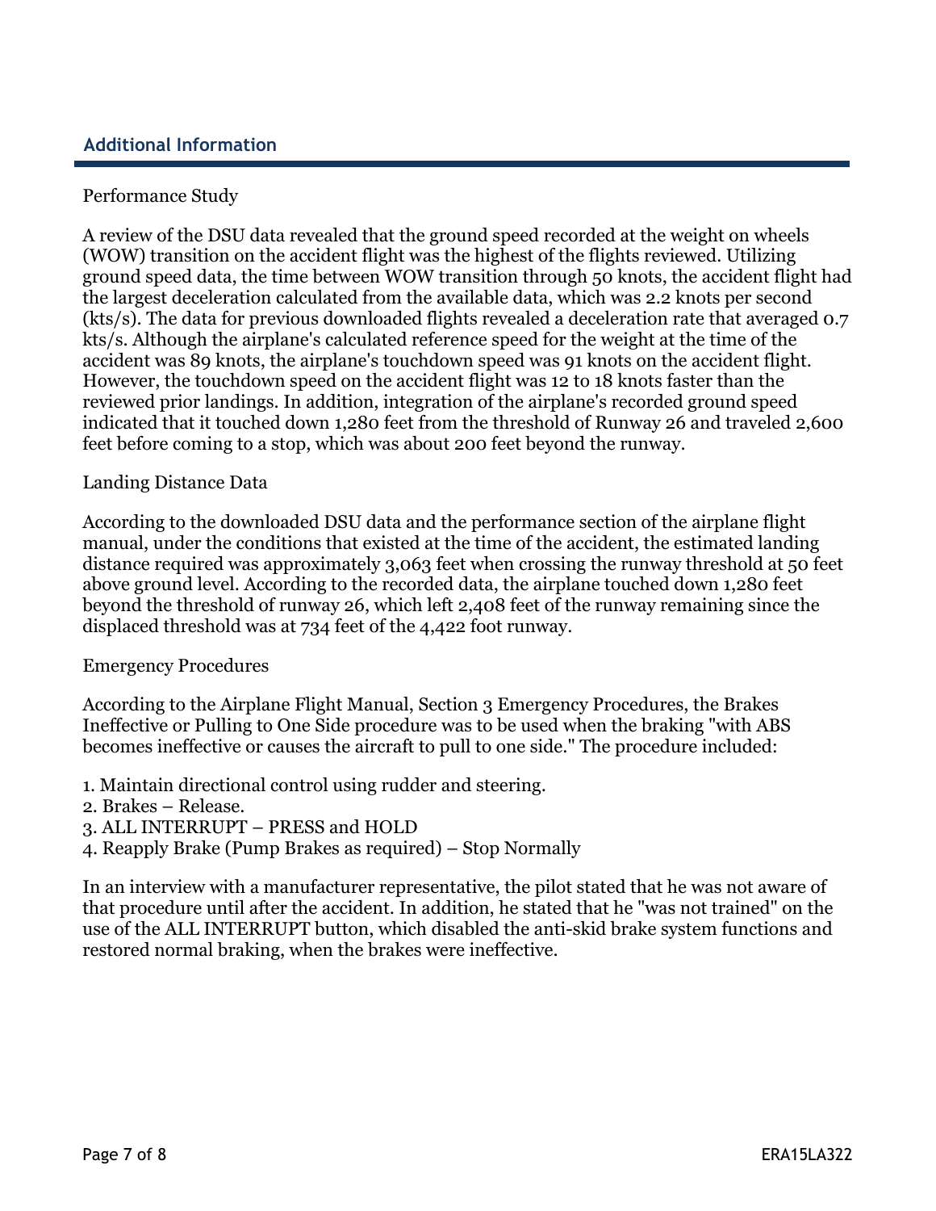## Additional Information

Performance Study

A review of the DSU data revealed that the ground speed recorded at the weight on wheels (WOW) transition on the accident flight was the highest of the flights reviewed. Utilizing ground speed data, the time between WOW transition through 50 knots, the accident flight had the largest deceleration calculated from the available data, which was 2.2 knots per second (kts/s). The data for previous downloaded flights revealed a deceleration rate that averaged 0.7 kts/s. Although the airplane's calculated reference speed for the weight at the time of the accident was 89 knots, the airplane's touchdown speed was 91 knots on the accident flight. However, the touchdown speed on the accident flight was 12 to 18 knots faster than the reviewed prior landings. In addition, integration of the airplane's recorded ground speed indicated that it touched down 1,280 feet from the threshold of Runway 26 and traveled 2,600 feet before coming to a stop, which was about 200 feet beyond the runway.

Landing Distance Data

According to the downloaded DSU data and the performance section of the airplane flight manual, under the conditions that existed at the time of the accident, the estimated landing distance required was approximately 3,063 feet when crossing the runway threshold at 50 feet above ground level. According to the recorded data, the airplane touched down 1,280 feet beyond the threshold of runway 26, which left 2,408 feet of the runway remaining since the displaced threshold was at 734 feet of the 4,422 foot runway.

Emergency Procedures

According to the Airplane Flight Manual, Section 3 Emergency Procedures, the Brakes Ineffective or Pulling to One Side procedure was to be used when the braking "with ABS becomes ineffective or causes the aircraft to pull to one side." The procedure included:

1. Maintain directional control using rudder and steering.
2. Brakes – Release.
3. ALL INTERRUPT – PRESS and HOLD
4. Reapply Brake (Pump Brakes as required) – Stop Normally

In an interview with a manufacturer representative, the pilot stated that he was not aware of that procedure until after the accident. In addition, he stated that he "was not trained" on the use of the ALL INTERRUPT button, which disabled the anti-skid brake system functions and restored normal braking, when the brakes were ineffective.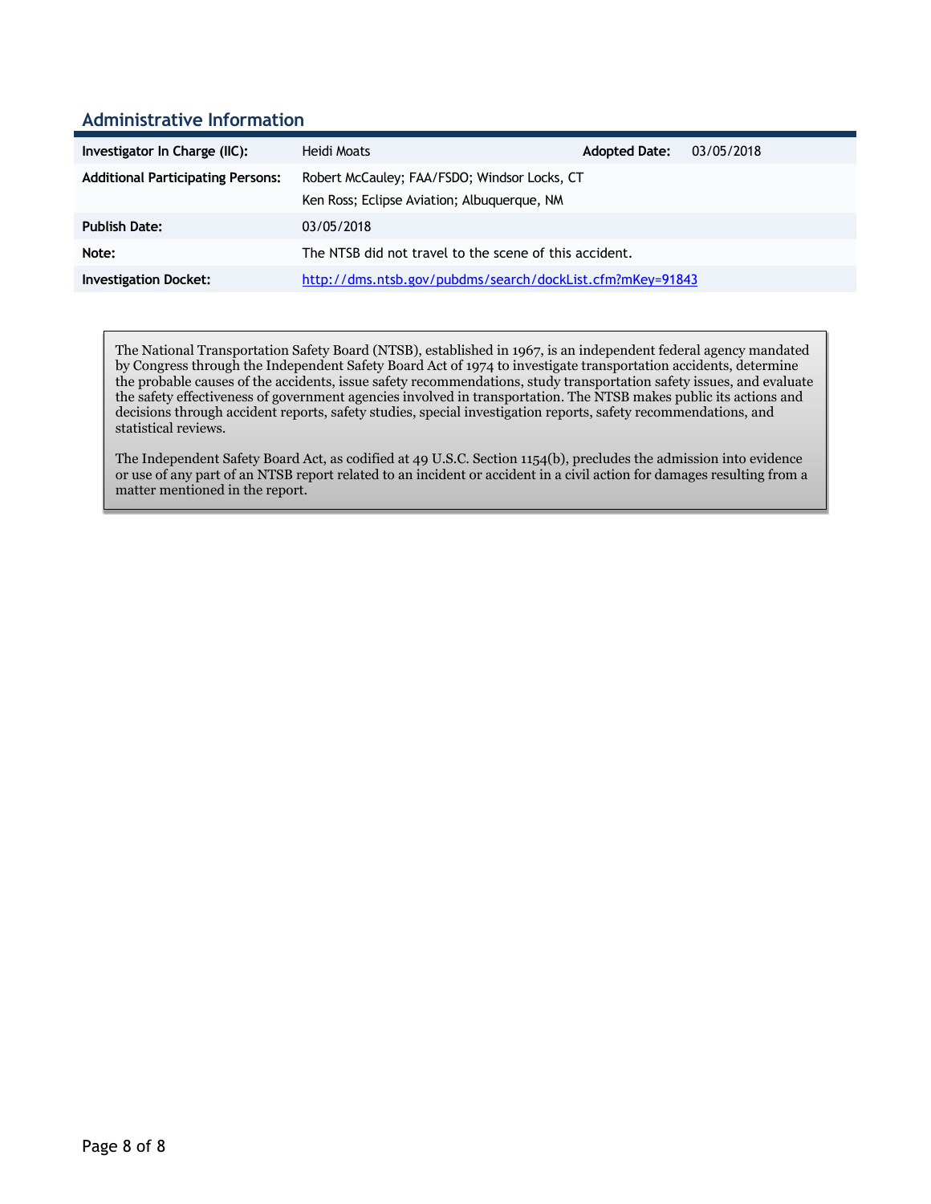## Administrative Information

| | | | |
|---|---|---|---|
| **Investigator In Charge (IIC):** | Heidi Moats | **Adopted Date:** | 03/05/2018 |
| **Additional Participating Persons:** | Robert McCauley; FAA/FSDO; Windsor Locks, CT<br>Ken Ross; Eclipse Aviation; Albuquerque, NM | | |
| **Publish Date:** | 03/05/2018 | | |
| **Note:** | The NTSB did not travel to the scene of this accident. | | |
| **Investigation Docket:** | http://dms.ntsb.gov/pubdms/search/dockList.cfm?mKey=91843 | | |

The National Transportation Safety Board (NTSB), established in 1967, is an independent federal agency mandated by Congress through the Independent Safety Board Act of 1974 to investigate transportation accidents, determine the probable causes of the accidents, issue safety recommendations, study transportation safety issues, and evaluate the safety effectiveness of government agencies involved in transportation. The NTSB makes public its actions and decisions through accident reports, safety studies, special investigation reports, safety recommendations, and statistical reviews.

The Independent Safety Board Act, as codified at 49 U.S.C. Section 1154(b), precludes the admission into evidence or use of any part of an NTSB report related to an incident or accident in a civil action for damages resulting from a matter mentioned in the report.